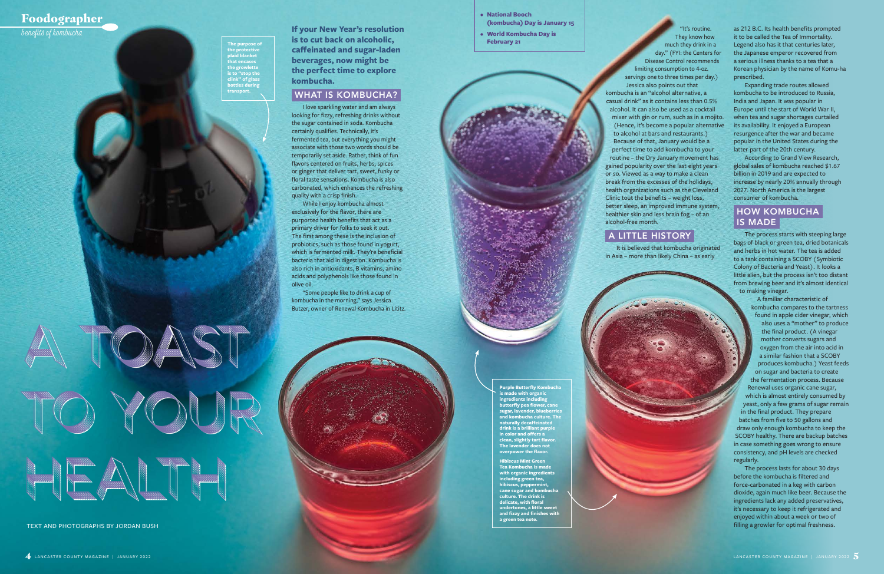# A TOAST TO YOUR HEALTH

*benefits of kombucha*

TEXT AND PHOTOGRAPHS BY JORDAN BUSH

The purpose of the protective plaid blanket that encases the growlette is to "stop the clink" of glass bottles during transport.

**If your New Year's resolution is to cut back on alcoholic, caffeinated and sugar-laden beverages, now might be the perfect time to explore kombucha.**

- **National Booch (kombucha) Day is January 15**
- **World Kombucha Day is February 21**

## WHAT IS KOMBUCHA?

I love sparkling water and am always looking for fizzy, refreshing drinks without the sugar contained in soda. Kombucha certainly qualifies. Technically, it's fermented tea, but everything you might associate with those two words should be temporarily set aside. Rather, think of fun flavors centered on fruits, herbs, spices or ginger that deliver tart, sweet, funky or floral taste sensations. Kombucha is also carbonated, which enhances the refreshing quality with a crisp finish.

While I enjoy kombucha almost exclusively for the flavor, there are purported health benefits that act as a primary driver for folks to seek it out. The first among these is the inclusion of probiotics, such as those found in yogurt, which is fermented milk. They're beneficial bacteria that aid in digestion. Kombucha is also rich in antioxidants, B vitamins, amino acids and polyphenols like those found in olive oil.

"Some people like to drink a cup of kombucha in the morning," says Jessica Butzer, owner of Renewal Kombucha in Lititz. "It's routine. They know how much they drink in a day." (FYI: the Centers for Disease Control recommends limiting consumption to 4-oz. servings one to three times per day.)

Jessica also points out that kombucha is an "alcohol alternative, a casual drink" as it contains less than 0.5% alcohol. It can also be used as a cocktail mixer with gin or rum, such as in a mojito. (Hence, it's become a popular alternative to alcohol at bars and restaurants.) Because of that, January would be a perfect time to add kombucha to your routine – the Dry January movement has gained popularity over the last eight years or so. Viewed as a way to make a clean break from the excesses of the holidays, health organizations such as the Cleveland Clinic tout the benefits – weight loss, better sleep, an improved immune system, healthier skin and less brain fog – of an alcohol-free month.

## A LITTLE HISTORY

It is believed that kombucha originated in Asia – more than likely China – as early as 212 B.C. Its health benefits prompted it to be called the Tea of Immortality. Legend also has it that centuries later, the Japanese emperor recovered from a serious illness thanks to a tea that a Korean physician by the name of Komu-ha prescribed.

Expanding trade routes allowed kombucha to be introduced to Russia, India and Japan. It was popular in Europe until the start of World War II, when tea and sugar shortages curtailed its availability. It enjoyed a European resurgence after the war and became popular in the United States during the latter part of the 20th century.

According to Grand View Research, global sales of kombucha reached $1.67 billion in 2019 and are expected to increase by nearly 20% annually through 2027. North America is the largest consumer of kombucha.

## HOW KOMBUCHA IS MADE

The process starts with steeping large bags of black or green tea, dried botanicals and herbs in hot water. The tea is added to a tank containing a SCOBY (Symbiotic Colony of Bacteria and Yeast). It looks a little alien, but the process isn't too distant from brewing beer and it's almost identical to making vinegar.

A familiar characteristic of kombucha compares to the tartness found in apple cider vinegar, which also uses a "mother" to produce the final product. (A vinegar mother converts sugars and oxygen from the air into acid in a similar fashion that a SCOBY produces kombucha.) Yeast feeds on sugar and bacteria to create the fermentation process. Because Renewal uses organic cane sugar, which is almost entirely consumed by yeast, only a few grams of sugar remain in the final product. They prepare batches from five to 50 gallons and draw only enough kombucha to keep the SCOBY healthy. There are backup batches in case something goes wrong to ensure consistency, and pH levels are checked regularly.

The process lasts for about 30 days before the kombucha is filtered and force-carbonated in a keg with carbon dioxide, again much like beer. Because the ingredients lack any added preservatives, it's necessary to keep it refrigerated and enjoyed within about a week or two of filling a growler for optimal freshness.

**Purple Butterfly Kombucha is made with organic ingredients including butterfly pea flower, cane sugar, lavender, blueberries and kombucha culture. The naturally decaffeinated drink is a brilliant purple in color and offers a clean, slightly tart flavor. The lavender does not overpower the flavor.**

**Hibiscus Mint Green Tea Kombucha is made with organic ingredients including green tea, hibiscus, peppermint, cane sugar and kombucha culture. The drink is delicate, with floral undertones, a little sweet and fizzy and finishes with a green tea note.**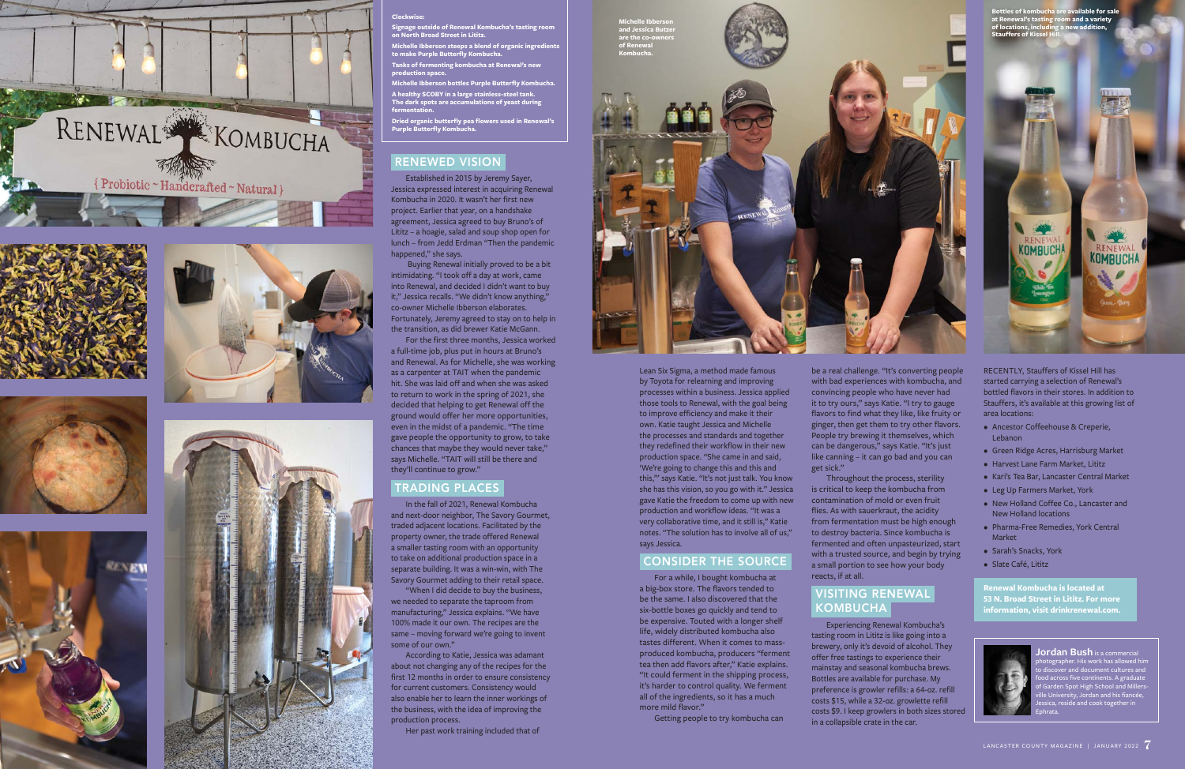Clockwise:

Signage outside of Renewal Kombucha's tasting room on North Broad Street in Lititz.

Michelle Ibberson steeps a blend of organic ingredients to make Purple Butterfly Kombucha.

Tanks of fermenting kombucha at Renewal's new production space.

Michelle Ibberson bottles Purple Butterfly Kombucha.

A healthy SCOBY in a large stainless-steel tank. The dark spots are accumulations of yeast during fermentation.

Dried organic butterfly pea flowers used in Renewal's Purple Butterfly Kombucha.

## RENEWED VISION

Established in 2015 by Jeremy Sayer, Jessica expressed interest in acquiring Renewal Kombucha in 2020. It wasn't her first new project. Earlier that year, on a handshake agreement, Jessica agreed to buy Bruno's of Lititz – a hoagie, salad and soup shop open for lunch – from Jedd Erdman "Then the pandemic happened," she says.

Buying Renewal initially proved to be a bit intimidating. "I took off a day at work, came into Renewal, and decided I didn't want to buy it," Jessica recalls. "We didn't know anything," co-owner Michelle Ibberson elaborates. Fortunately, Jeremy agreed to stay on to help in the transition, as did brewer Katie McGann.

For the first three months, Jessica worked a full-time job, plus put in hours at Bruno's and Renewal. As for Michelle, she was working as a carpenter at TAIT when the pandemic hit. She was laid off and when she was asked to return to work in the spring of 2021, she decided that helping to get Renewal off the ground would offer her more opportunities, even in the midst of a pandemic. "The time gave people the opportunity to grow, to take chances that maybe they would never take," says Michelle. "TAIT will still be there and they'll continue to grow."

## TRADING PLACES

In the fall of 2021, Renewal Kombucha and next-door neighbor, The Savory Gourmet, traded adjacent locations. Facilitated by the property owner, the trade offered Renewal a smaller tasting room with an opportunity to take on additional production space in a separate building. It was a win-win, with The Savory Gourmet adding to their retail space.

"When I did decide to buy the business, we needed to separate the taproom from manufacturing," Jessica explains. "We have 100% made it our own. The recipes are the same – moving forward we're going to invent some of our own."

According to Katie, Jessica was adamant about not changing any of the recipes for the first 12 months in order to ensure consistency for current customers. Consistency would also enable her to learn the inner workings of the business, with the idea of improving the production process.

Her past work training included that of Lean Six Sigma, a method made famous by Toyota for relearning and improving processes within a business. Jessica applied those tools to Renewal, with the goal being to improve efficiency and make it their own. Katie taught Jessica and Michelle the processes and standards and together they redefined their workflow in their new production space. "She came in and said, 'We're going to change this and do this and this,'" says Katie. "It's not just talk. You know she has this vision, so you go with it." Jessica gave Katie the freedom to come up with new production and workflow ideas. "It was a very collaborative time, and it still is," Katie notes. "The solution has to involve all of us," says Jessica.

## CONSIDER THE SOURCE

For a while, I bought kombucha at a big-box store. The flavors tended to be the same. I also discovered that the six-bottle boxes go quickly and tend to be expensive. Touted with a longer shelf life, widely distributed kombucha also tastes different. When it comes to mass-produced kombucha, producers "ferment tea then add flavors after," Katie explains. "It could ferment in the shipping process, it's harder to control quality. We ferment all of the ingredients, so it has a much more mild flavor."

Getting people to try kombucha can be a real challenge. "It's converting people with bad experiences with kombucha, and convincing people who have never had it to try ours," says Katie. "I try to gauge flavors to find what they like, like fruity or ginger, then get them to try other flavors. People try brewing it themselves, which can be dangerous," says Katie. "It's just like canning – it can go bad and you can get sick."

Throughout the process, sterility is critical to keep the kombucha from contamination of mold or even fruit flies. As with sauerkraut, the acidity from fermentation must be high enough to destroy bacteria. Since kombucha is fermented and often unpasteurized, start with a trusted source, and begin by trying a small portion to see how your body reacts, if at all.

## VISITING RENEWAL KOMBUCHA

Experiencing Renewal Kombucha's tasting room in Lititz is like going into a brewery, only it's devoid of alcohol. They offer free tastings to experience their mainstay and seasonal kombucha brews. Bottles are available for purchase. My preference is growler refills: a 64-oz. refill costs $15, while a 32-oz. growlette refill costs $9. I keep growlers in both sizes stored in a collapsible crate in the car.

Michelle Ibberson and Jessica Butzer are the co-owners of Renewal Kombucha.

Bottles of kombucha are available for sale at Renewal's tasting room and a variety of locations, including a new addition, Stauffers of Kissel Hill.

RECENTLY, Stauffers of Kissel Hill has started carrying a selection of Renewal's bottled flavors in their stores. In addition to Stauffers, it's available at this growing list of area locations:

- Ancestor Coffeehouse & Creperie, Lebanon
- Green Ridge Acres, Harrisburg Market
- Harvest Lane Farm Market, Lititz
- Kari's Tea Bar, Lancaster Central Market
- Leg Up Farmers Market, York
- New Holland Coffee Co., Lancaster and New Holland locations
- Pharma-Free Remedies, York Central Market
- Sarah's Snacks, York
- Slate Café, Lititz

**Renewal Kombucha is located at 53 N. Broad Street in Lititz. For more information, visit drinkrenewal.com.**

**Jordan Bush** is a commercial photographer. His work has allowed him to discover and document cultures and food across five continents. A graduate of Garden Spot High School and Millersville University, Jordan and his fiancée, Jessica, reside and cook together in Ephrata.